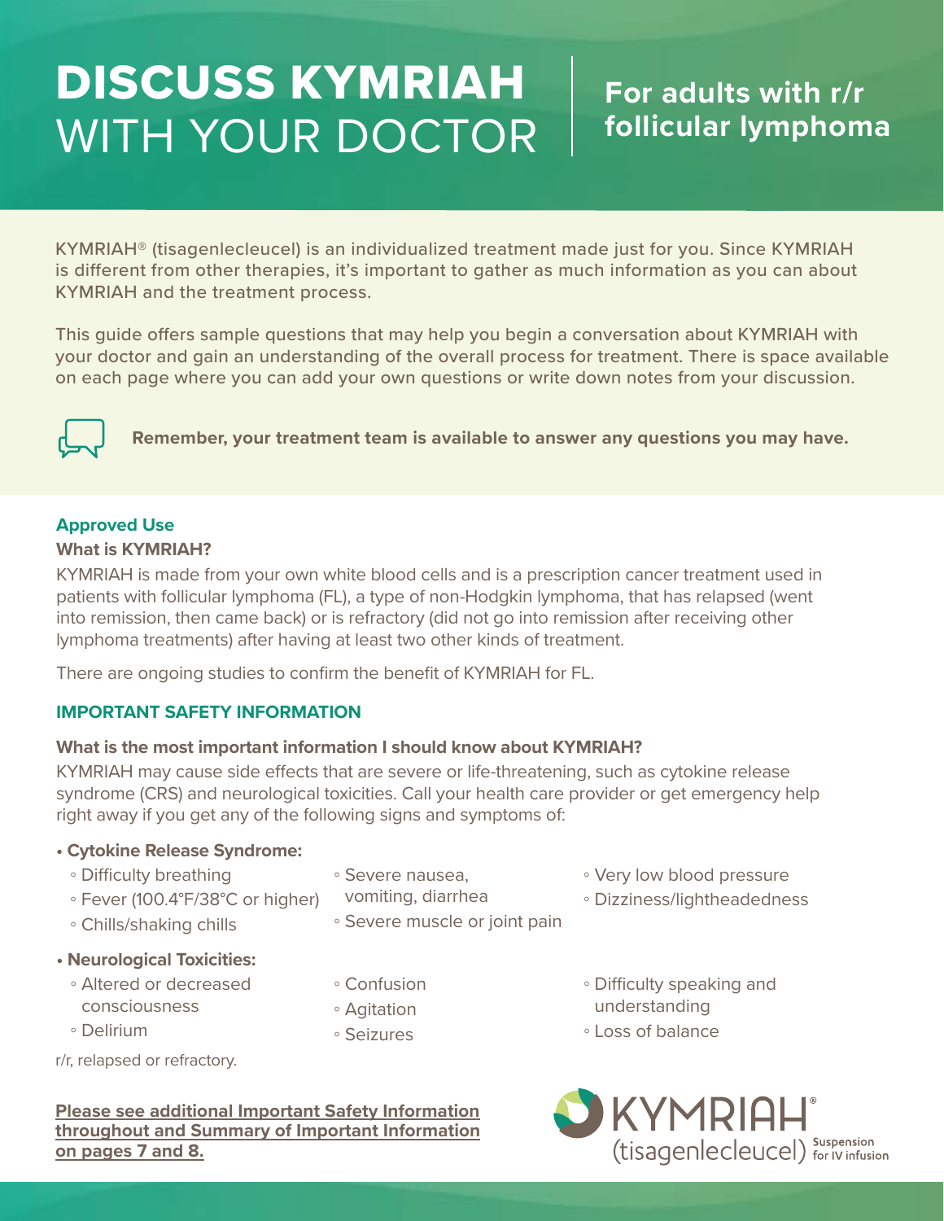# DISCUSS KYMRIAH WITH YOUR DOCTOR

## For adults with r/r follicular lymphoma

KYMRIAH® (tisagenlecleucel) is an individualized treatment made just for you. Since KYMRIAH is different from other therapies, it's important to gather as much information as you can about KYMRIAH and the treatment process.

This guide offers sample questions that may help you begin a conversation about KYMRIAH with your doctor and gain an understanding of the overall process for treatment. There is space available on each page where you can add your own questions or write down notes from your discussion.

**Remember, your treatment team is available to answer any questions you may have.**

### Approved Use

**What is KYMRIAH?**

KYMRIAH is made from your own white blood cells and is a prescription cancer treatment used in patients with follicular lymphoma (FL), a type of non-Hodgkin lymphoma, that has relapsed (went into remission, then came back) or is refractory (did not go into remission after receiving other lymphoma treatments) after having at least two other kinds of treatment.

There are ongoing studies to confirm the benefit of KYMRIAH for FL.

### IMPORTANT SAFETY INFORMATION

**What is the most important information I should know about KYMRIAH?**

KYMRIAH may cause side effects that are severe or life-threatening, such as cytokine release syndrome (CRS) and neurological toxicities. Call your health care provider or get emergency help right away if you get any of the following signs and symptoms of:

- **Cytokine Release Syndrome:**
  - Difficulty breathing
  - Fever (100.4°F/38°C or higher)
  - Chills/shaking chills
  - Severe nausea, vomiting, diarrhea
  - Severe muscle or joint pain
  - Very low blood pressure
  - Dizziness/lightheadedness
- **Neurological Toxicities:**
  - Altered or decreased consciousness
  - Delirium
  - Confusion
  - Agitation
  - Seizures
  - Difficulty speaking and understanding
  - Loss of balance

r/r, relapsed or refractory.

**Please see additional Important Safety Information throughout and Summary of Important Information on pages 7 and 8.**

KYMRIAH® (tisagenlecleucel) Suspension for IV infusion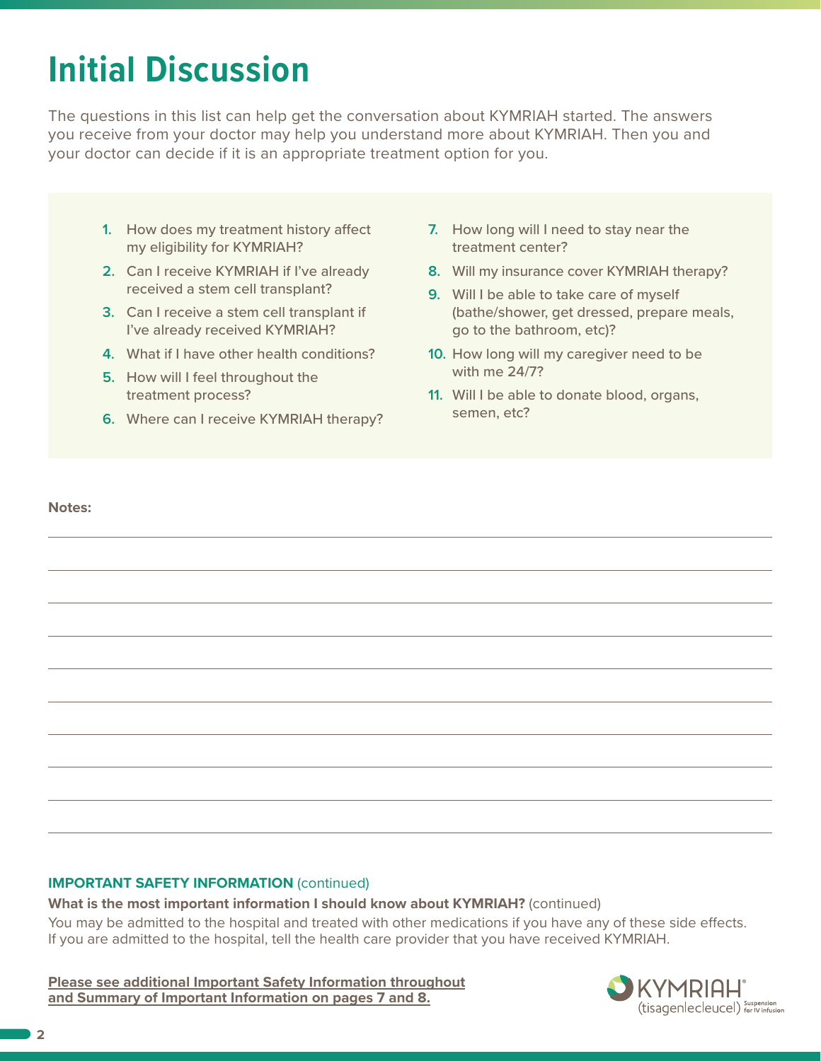# Initial Discussion

The questions in this list can help get the conversation about KYMRIAH started. The answers you receive from your doctor may help you understand more about KYMRIAH. Then you and your doctor can decide if it is an appropriate treatment option for you.

1. How does my treatment history affect my eligibility for KYMRIAH?
2. Can I receive KYMRIAH if I've already received a stem cell transplant?
3. Can I receive a stem cell transplant if I've already received KYMRIAH?
4. What if I have other health conditions?
5. How will I feel throughout the treatment process?
6. Where can I receive KYMRIAH therapy?
7. How long will I need to stay near the treatment center?
8. Will my insurance cover KYMRIAH therapy?
9. Will I be able to take care of myself (bathe/shower, get dressed, prepare meals, go to the bathroom, etc)?
10. How long will my caregiver need to be with me 24/7?
11. Will I be able to donate blood, organs, semen, etc?

**Notes:**

**IMPORTANT SAFETY INFORMATION** (continued)

**What is the most important information I should know about KYMRIAH?** (continued)

You may be admitted to the hospital and treated with other medications if you have any of these side effects. If you are admitted to the hospital, tell the health care provider that you have received KYMRIAH.

**Please see additional Important Safety Information throughout and Summary of Important Information on pages 7 and 8.**

KYMRIAH® (tisagenlecleucel) Suspension for IV infusion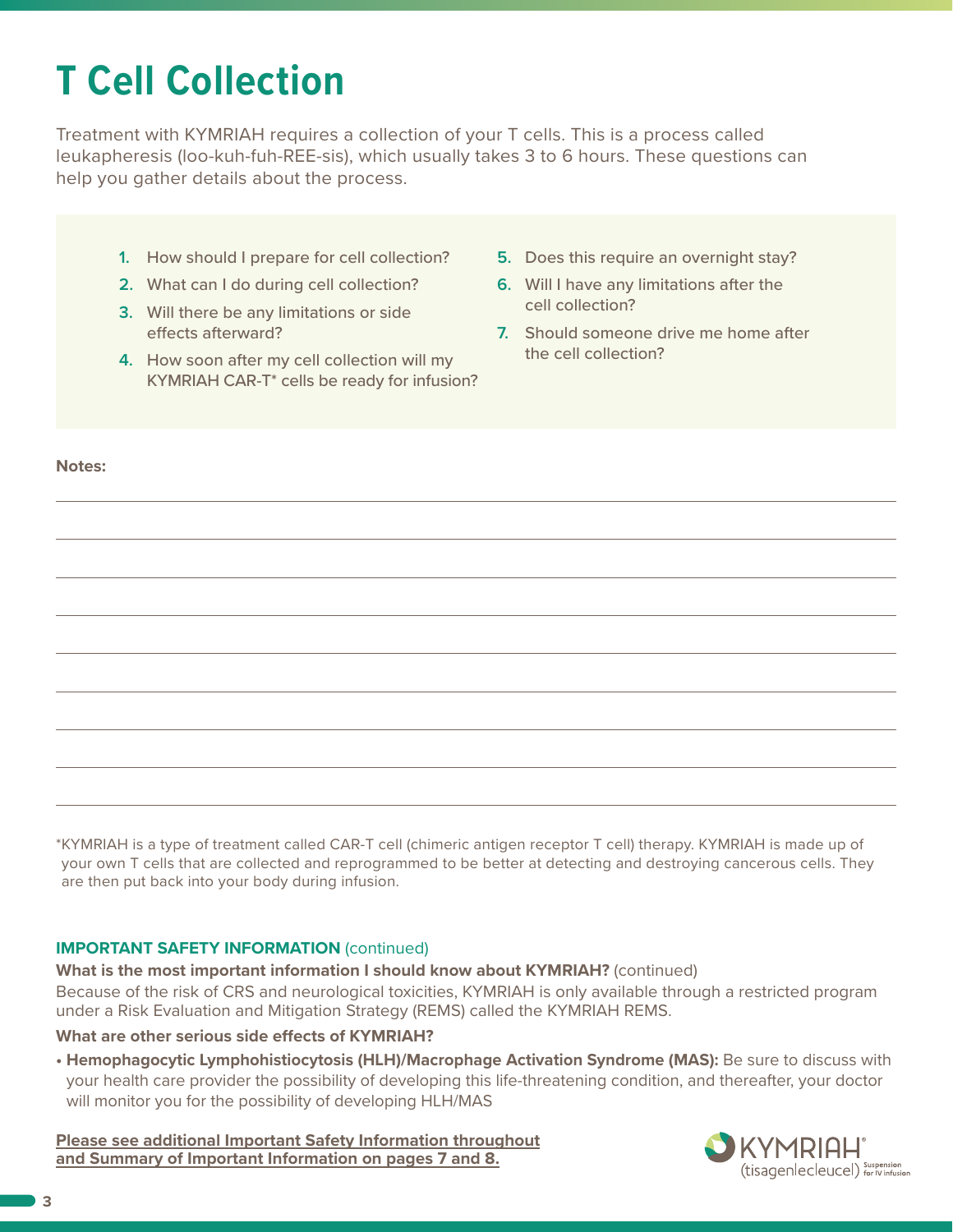# T Cell Collection

Treatment with KYMRIAH requires a collection of your T cells. This is a process called leukapheresis (loo-kuh-fuh-REE-sis), which usually takes 3 to 6 hours. These questions can help you gather details about the process.

1. How should I prepare for cell collection?
2. What can I do during cell collection?
3. Will there be any limitations or side effects afterward?
4. How soon after my cell collection will my KYMRIAH CAR-T* cells be ready for infusion?
5. Does this require an overnight stay?
6. Will I have any limitations after the cell collection?
7. Should someone drive me home after the cell collection?

**Notes:**

*KYMRIAH is a type of treatment called CAR-T cell (chimeric antigen receptor T cell) therapy. KYMRIAH is made up of your own T cells that are collected and reprogrammed to be better at detecting and destroying cancerous cells. They are then put back into your body during infusion.

**IMPORTANT SAFETY INFORMATION** (continued)

**What is the most important information I should know about KYMRIAH?** (continued)

Because of the risk of CRS and neurological toxicities, KYMRIAH is only available through a restricted program under a Risk Evaluation and Mitigation Strategy (REMS) called the KYMRIAH REMS.

**What are other serious side effects of KYMRIAH?**

- **Hemophagocytic Lymphohistiocytosis (HLH)/Macrophage Activation Syndrome (MAS):** Be sure to discuss with your health care provider the possibility of developing this life-threatening condition, and thereafter, your doctor will monitor you for the possibility of developing HLH/MAS

**Please see additional Important Safety Information throughout and Summary of Important Information on pages 7 and 8.**

KYMRIAH® (tisagenlecleucel) Suspension for IV infusion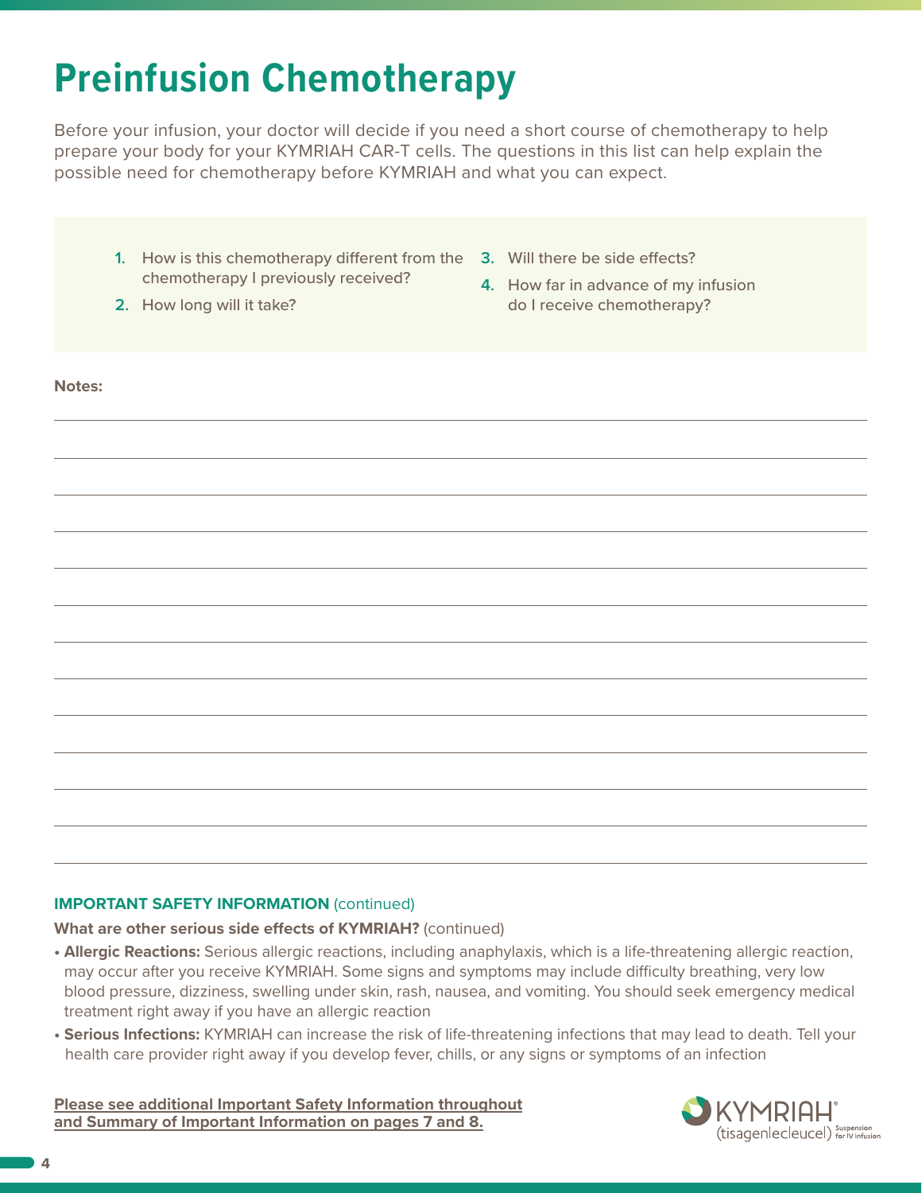# Preinfusion Chemotherapy

Before your infusion, your doctor will decide if you need a short course of chemotherapy to help prepare your body for your KYMRIAH CAR-T cells. The questions in this list can help explain the possible need for chemotherapy before KYMRIAH and what you can expect.

1. How is this chemotherapy different from the chemotherapy I previously received?
2. How long will it take?
3. Will there be side effects?
4. How far in advance of my infusion do I receive chemotherapy?

**Notes:**

**IMPORTANT SAFETY INFORMATION** (continued)

**What are other serious side effects of KYMRIAH?** (continued)

- **Allergic Reactions:** Serious allergic reactions, including anaphylaxis, which is a life-threatening allergic reaction, may occur after you receive KYMRIAH. Some signs and symptoms may include difficulty breathing, very low blood pressure, dizziness, swelling under skin, rash, nausea, and vomiting. You should seek emergency medical treatment right away if you have an allergic reaction
- **Serious Infections:** KYMRIAH can increase the risk of life-threatening infections that may lead to death. Tell your health care provider right away if you develop fever, chills, or any signs or symptoms of an infection

**Please see additional Important Safety Information throughout and Summary of Important Information on pages 7 and 8.**

KYMRIAH® (tisagenlecleucel) Suspension for IV infusion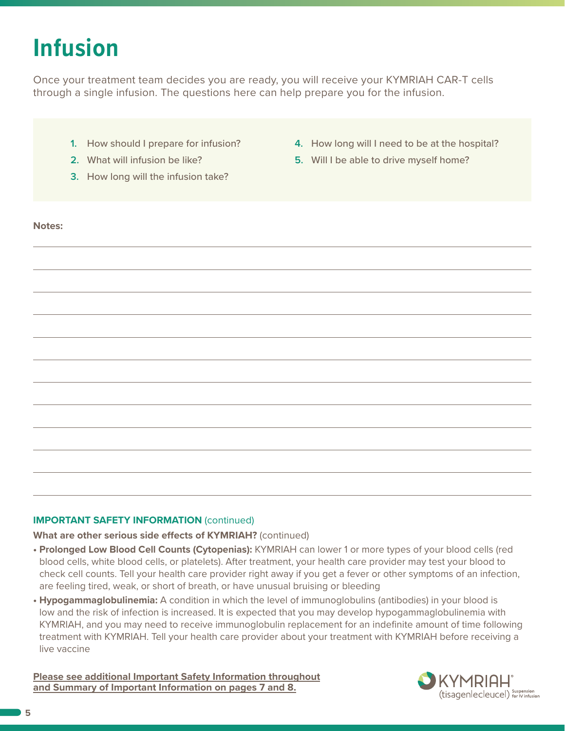# Infusion

Once your treatment team decides you are ready, you will receive your KYMRIAH CAR-T cells through a single infusion. The questions here can help prepare you for the infusion.

1. How should I prepare for infusion?
2. What will infusion be like?
3. How long will the infusion take?
4. How long will I need to be at the hospital?
5. Will I be able to drive myself home?

**Notes:**

**IMPORTANT SAFETY INFORMATION** (continued)

**What are other serious side effects of KYMRIAH?** (continued)

- **Prolonged Low Blood Cell Counts (Cytopenias):** KYMRIAH can lower 1 or more types of your blood cells (red blood cells, white blood cells, or platelets). After treatment, your health care provider may test your blood to check cell counts. Tell your health care provider right away if you get a fever or other symptoms of an infection, are feeling tired, weak, or short of breath, or have unusual bruising or bleeding
- **Hypogammaglobulinemia:** A condition in which the level of immunoglobulins (antibodies) in your blood is low and the risk of infection is increased. It is expected that you may develop hypogammaglobulinemia with KYMRIAH, and you may need to receive immunoglobulin replacement for an indefinite amount of time following treatment with KYMRIAH. Tell your health care provider about your treatment with KYMRIAH before receiving a live vaccine

**Please see additional Important Safety Information throughout and Summary of Important Information on pages 7 and 8.**

KYMRIAH® (tisagenlecleucel) Suspension for IV infusion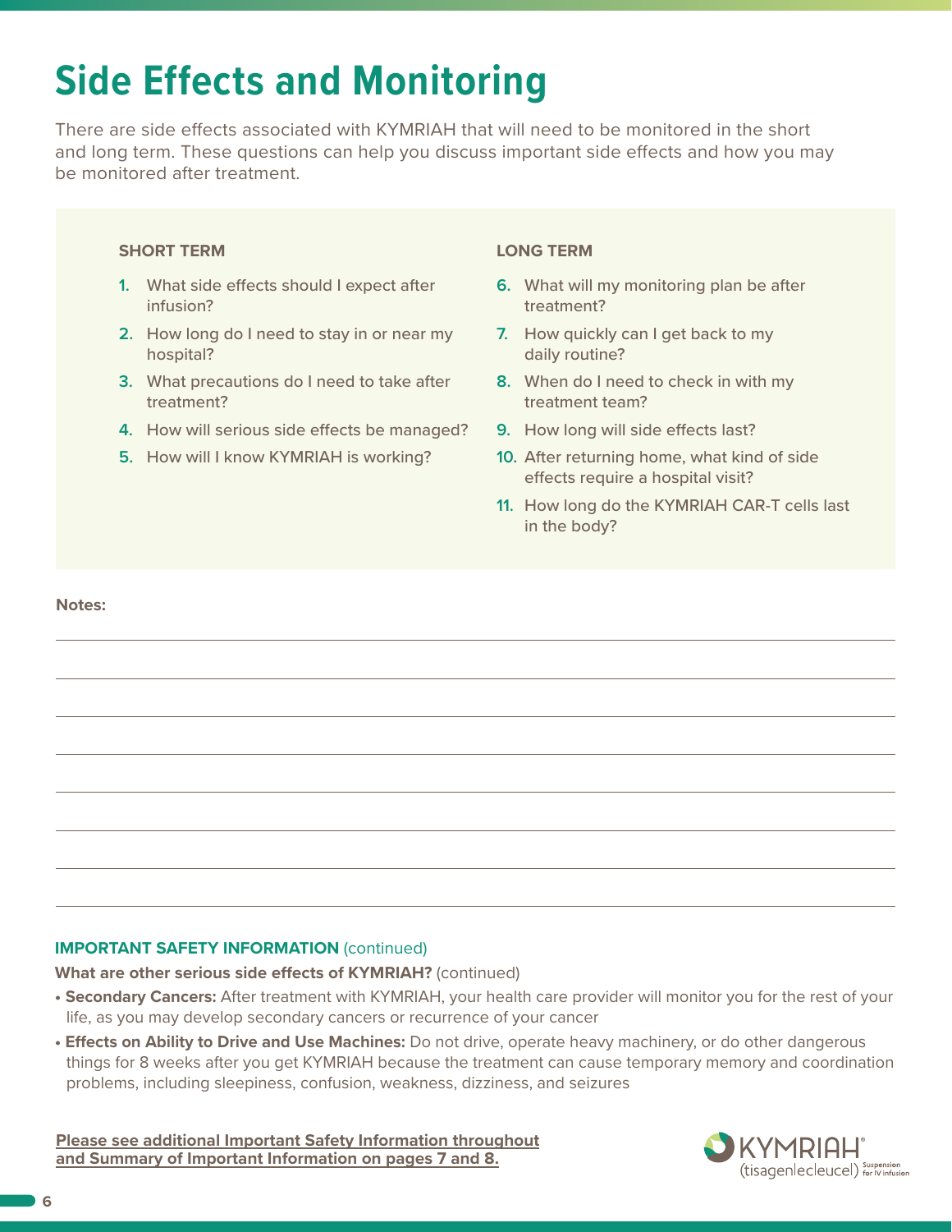# Side Effects and Monitoring

There are side effects associated with KYMRIAH that will need to be monitored in the short and long term. These questions can help you discuss important side effects and how you may be monitored after treatment.

**SHORT TERM**

1. What side effects should I expect after infusion?
2. How long do I need to stay in or near my hospital?
3. What precautions do I need to take after treatment?
4. How will serious side effects be managed?
5. How will I know KYMRIAH is working?

**LONG TERM**

6. What will my monitoring plan be after treatment?
7. How quickly can I get back to my daily routine?
8. When do I need to check in with my treatment team?
9. How long will side effects last?
10. After returning home, what kind of side effects require a hospital visit?
11. How long do the KYMRIAH CAR-T cells last in the body?

**Notes:**

**IMPORTANT SAFETY INFORMATION** (continued)

**What are other serious side effects of KYMRIAH?** (continued)

- **Secondary Cancers:** After treatment with KYMRIAH, your health care provider will monitor you for the rest of your life, as you may develop secondary cancers or recurrence of your cancer
- **Effects on Ability to Drive and Use Machines:** Do not drive, operate heavy machinery, or do other dangerous things for 8 weeks after you get KYMRIAH because the treatment can cause temporary memory and coordination problems, including sleepiness, confusion, weakness, dizziness, and seizures

**Please see additional Important Safety Information throughout and Summary of Important Information on pages 7 and 8.**

KYMRIAH® (tisagenlecleucel) Suspension for IV infusion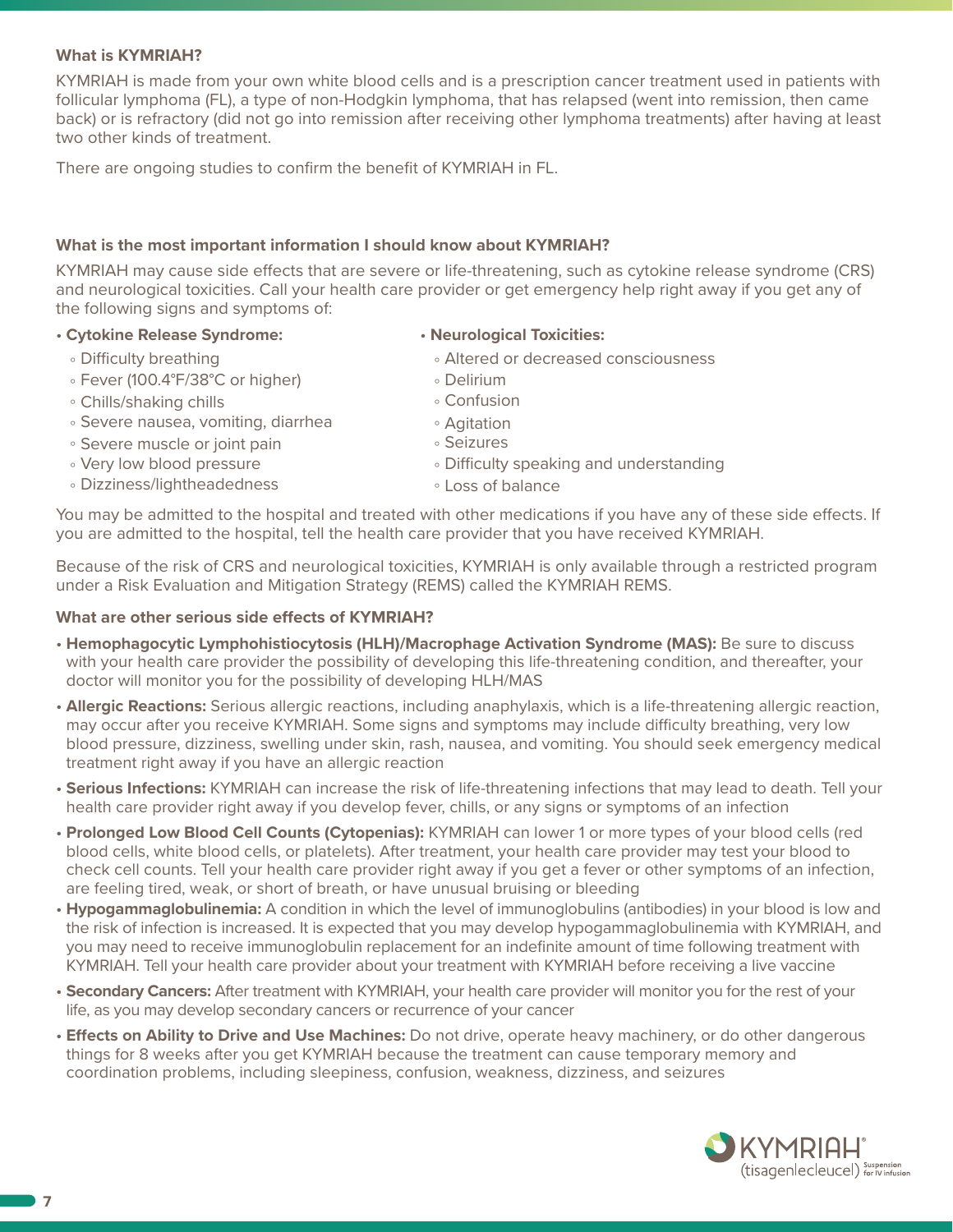**What is KYMRIAH?**

KYMRIAH is made from your own white blood cells and is a prescription cancer treatment used in patients with follicular lymphoma (FL), a type of non-Hodgkin lymphoma, that has relapsed (went into remission, then came back) or is refractory (did not go into remission after receiving other lymphoma treatments) after having at least two other kinds of treatment.

There are ongoing studies to confirm the benefit of KYMRIAH in FL.

**What is the most important information I should know about KYMRIAH?**

KYMRIAH may cause side effects that are severe or life-threatening, such as cytokine release syndrome (CRS) and neurological toxicities. Call your health care provider or get emergency help right away if you get any of the following signs and symptoms of:

- **Cytokine Release Syndrome:**
  - Difficulty breathing
  - Fever (100.4°F/38°C or higher)
  - Chills/shaking chills
  - Severe nausea, vomiting, diarrhea
  - Severe muscle or joint pain
  - Very low blood pressure
  - Dizziness/lightheadedness
- **Neurological Toxicities:**
  - Altered or decreased consciousness
  - Delirium
  - Confusion
  - Agitation
  - Seizures
  - Difficulty speaking and understanding
  - Loss of balance

You may be admitted to the hospital and treated with other medications if you have any of these side effects. If you are admitted to the hospital, tell the health care provider that you have received KYMRIAH.

Because of the risk of CRS and neurological toxicities, KYMRIAH is only available through a restricted program under a Risk Evaluation and Mitigation Strategy (REMS) called the KYMRIAH REMS.

**What are other serious side effects of KYMRIAH?**

- **Hemophagocytic Lymphohistiocytosis (HLH)/Macrophage Activation Syndrome (MAS):** Be sure to discuss with your health care provider the possibility of developing this life-threatening condition, and thereafter, your doctor will monitor you for the possibility of developing HLH/MAS
- **Allergic Reactions:** Serious allergic reactions, including anaphylaxis, which is a life-threatening allergic reaction, may occur after you receive KYMRIAH. Some signs and symptoms may include difficulty breathing, very low blood pressure, dizziness, swelling under skin, rash, nausea, and vomiting. You should seek emergency medical treatment right away if you have an allergic reaction
- **Serious Infections:** KYMRIAH can increase the risk of life-threatening infections that may lead to death. Tell your health care provider right away if you develop fever, chills, or any signs or symptoms of an infection
- **Prolonged Low Blood Cell Counts (Cytopenias):** KYMRIAH can lower 1 or more types of your blood cells (red blood cells, white blood cells, or platelets). After treatment, your health care provider may test your blood to check cell counts. Tell your health care provider right away if you get a fever or other symptoms of an infection, are feeling tired, weak, or short of breath, or have unusual bruising or bleeding
- **Hypogammaglobulinemia:** A condition in which the level of immunoglobulins (antibodies) in your blood is low and the risk of infection is increased. It is expected that you may develop hypogammaglobulinemia with KYMRIAH, and you may need to receive immunoglobulin replacement for an indefinite amount of time following treatment with KYMRIAH. Tell your health care provider about your treatment with KYMRIAH before receiving a live vaccine
- **Secondary Cancers:** After treatment with KYMRIAH, your health care provider will monitor you for the rest of your life, as you may develop secondary cancers or recurrence of your cancer
- **Effects on Ability to Drive and Use Machines:** Do not drive, operate heavy machinery, or do other dangerous things for 8 weeks after you get KYMRIAH because the treatment can cause temporary memory and coordination problems, including sleepiness, confusion, weakness, dizziness, and seizures

KYMRIAH® (tisagenlecleucel) Suspension for IV infusion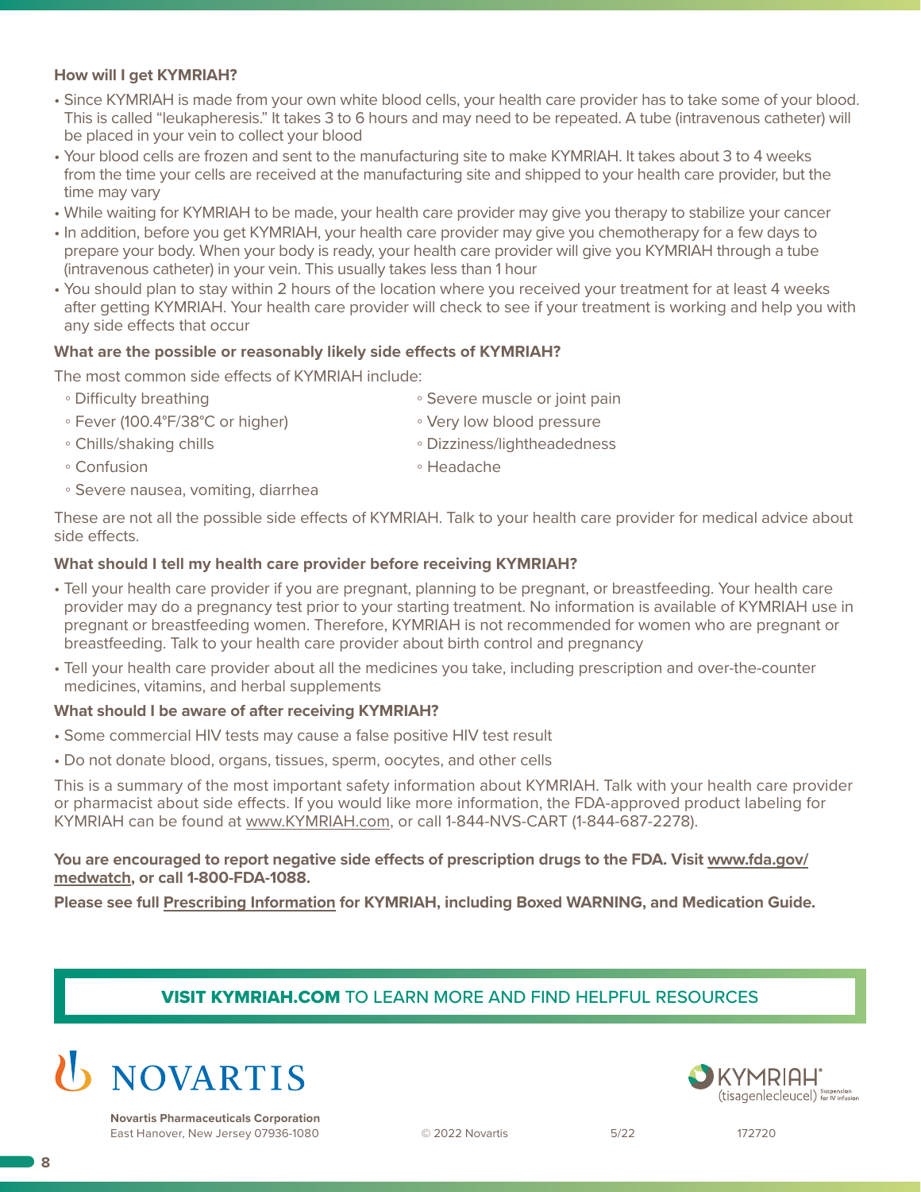**How will I get KYMRIAH?**

- Since KYMRIAH is made from your own white blood cells, your health care provider has to take some of your blood. This is called "leukapheresis." It takes 3 to 6 hours and may need to be repeated. A tube (intravenous catheter) will be placed in your vein to collect your blood
- Your blood cells are frozen and sent to the manufacturing site to make KYMRIAH. It takes about 3 to 4 weeks from the time your cells are received at the manufacturing site and shipped to your health care provider, but the time may vary
- While waiting for KYMRIAH to be made, your health care provider may give you therapy to stabilize your cancer
- In addition, before you get KYMRIAH, your health care provider may give you chemotherapy for a few days to prepare your body. When your body is ready, your health care provider will give you KYMRIAH through a tube (intravenous catheter) in your vein. This usually takes less than 1 hour
- You should plan to stay within 2 hours of the location where you received your treatment for at least 4 weeks after getting KYMRIAH. Your health care provider will check to see if your treatment is working and help you with any side effects that occur

**What are the possible or reasonably likely side effects of KYMRIAH?**

The most common side effects of KYMRIAH include:

- Difficulty breathing
- Fever (100.4°F/38°C or higher)
- Chills/shaking chills
- Confusion
- Severe nausea, vomiting, diarrhea
- Severe muscle or joint pain
- Very low blood pressure
- Dizziness/lightheadedness
- Headache

These are not all the possible side effects of KYMRIAH. Talk to your health care provider for medical advice about side effects.

**What should I tell my health care provider before receiving KYMRIAH?**

- Tell your health care provider if you are pregnant, planning to be pregnant, or breastfeeding. Your health care provider may do a pregnancy test prior to your starting treatment. No information is available of KYMRIAH use in pregnant or breastfeeding women. Therefore, KYMRIAH is not recommended for women who are pregnant or breastfeeding. Talk to your health care provider about birth control and pregnancy
- Tell your health care provider about all the medicines you take, including prescription and over-the-counter medicines, vitamins, and herbal supplements

**What should I be aware of after receiving KYMRIAH?**

- Some commercial HIV tests may cause a false positive HIV test result
- Do not donate blood, organs, tissues, sperm, oocytes, and other cells

This is a summary of the most important safety information about KYMRIAH. Talk with your health care provider or pharmacist about side effects. If you would like more information, the FDA-approved product labeling for KYMRIAH can be found at www.KYMRIAH.com, or call 1-844-NVS-CART (1-844-687-2278).

**You are encouraged to report negative side effects of prescription drugs to the FDA. Visit www.fda.gov/medwatch, or call 1-800-FDA-1088.**

**Please see full Prescribing Information for KYMRIAH, including Boxed WARNING, and Medication Guide.**

**VISIT KYMRIAH.COM** TO LEARN MORE AND FIND HELPFUL RESOURCES

NOVARTIS

KYMRIAH® (tisagenlecleucel) Suspension for IV infusion

**Novartis Pharmaceuticals Corporation**
East Hanover, New Jersey 07936-1080

© 2022 Novartis 5/22 172720